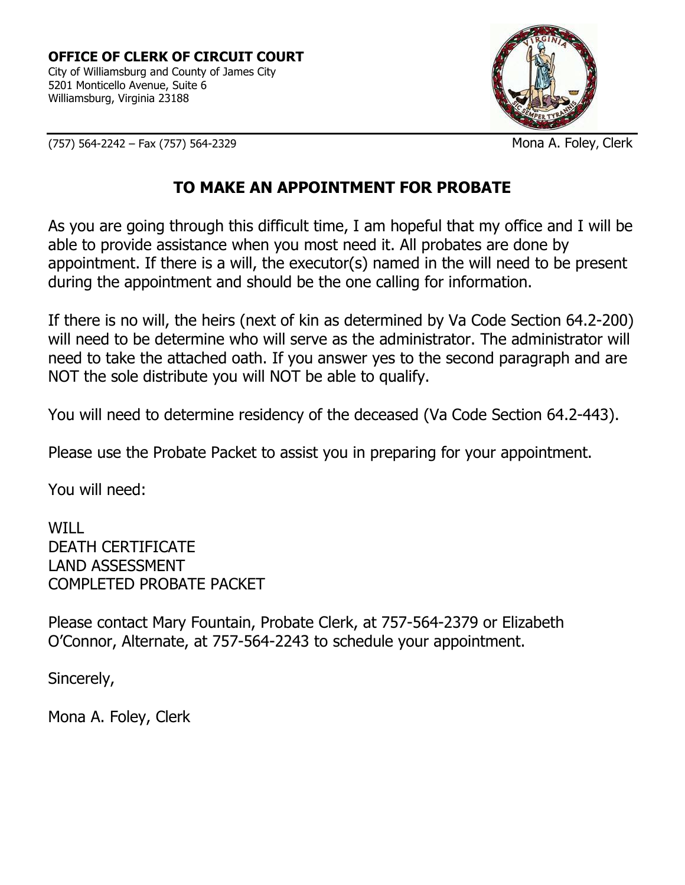**OFFICE OF CLERK OF CIRCUIT COURT**
City of Williamsburg and County of James City
5201 Monticello Avenue, Suite 6
Williamsburg, Virginia 23188

(757) 564-2242 – Fax (757) 564-2329

Mona A. Foley, Clerk

## TO MAKE AN APPOINTMENT FOR PROBATE

As you are going through this difficult time, I am hopeful that my office and I will be able to provide assistance when you most need it. All probates are done by appointment. If there is a will, the executor(s) named in the will need to be present during the appointment and should be the one calling for information.

If there is no will, the heirs (next of kin as determined by Va Code Section 64.2-200) will need to be determine who will serve as the administrator. The administrator will need to take the attached oath. If you answer yes to the second paragraph and are NOT the sole distribute you will NOT be able to qualify.

You will need to determine residency of the deceased (Va Code Section 64.2-443).

Please use the Probate Packet to assist you in preparing for your appointment.

You will need:

WILL
DEATH CERTIFICATE
LAND ASSESSMENT
COMPLETED PROBATE PACKET

Please contact Mary Fountain, Probate Clerk, at 757-564-2379 or Elizabeth O'Connor, Alternate, at 757-564-2243 to schedule your appointment.

Sincerely,

Mona A. Foley, Clerk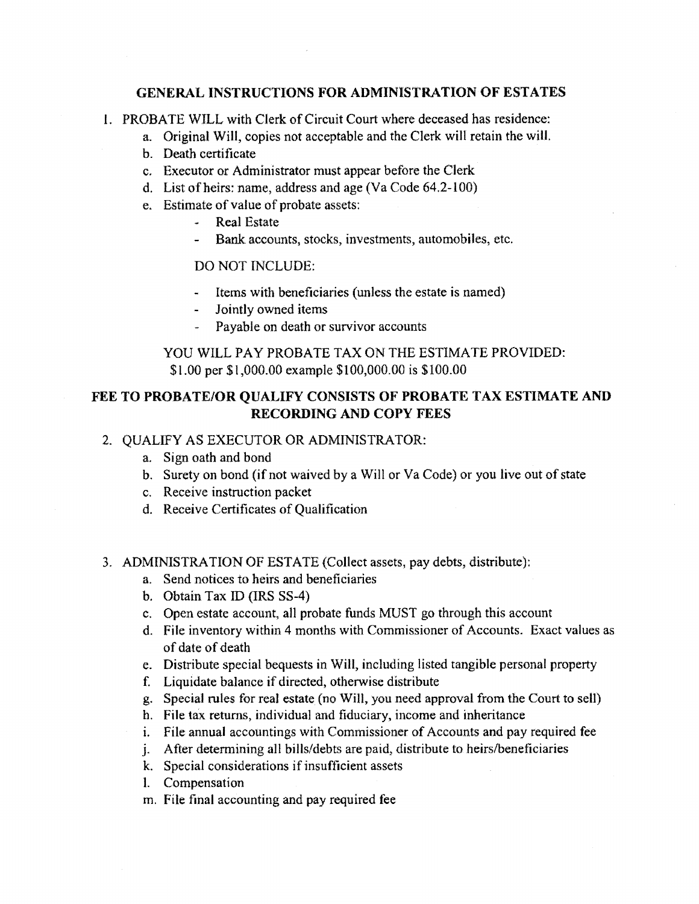## GENERAL INSTRUCTIONS FOR ADMINISTRATION OF ESTATES

1. PROBATE WILL with Clerk of Circuit Court where deceased has residence:
   a. Original Will, copies not acceptable and the Clerk will retain the will.
   b. Death certificate
   c. Executor or Administrator must appear before the Clerk
   d. List of heirs: name, address and age (Va Code 64.2-100)
   e. Estimate of value of probate assets:
      - Real Estate
      - Bank accounts, stocks, investments, automobiles, etc.

      DO NOT INCLUDE:

      - Items with beneficiaries (unless the estate is named)
      - Jointly owned items
      - Payable on death or survivor accounts

   YOU WILL PAY PROBATE TAX ON THE ESTIMATE PROVIDED:
   $1.00 per $1,000.00 example $100,000.00 is $100.00

**FEE TO PROBATE/OR QUALIFY CONSISTS OF PROBATE TAX ESTIMATE AND RECORDING AND COPY FEES**

2. QUALIFY AS EXECUTOR OR ADMINISTRATOR:
   a. Sign oath and bond
   b. Surety on bond (if not waived by a Will or Va Code) or you live out of state
   c. Receive instruction packet
   d. Receive Certificates of Qualification

3. ADMINISTRATION OF ESTATE (Collect assets, pay debts, distribute):
   a. Send notices to heirs and beneficiaries
   b. Obtain Tax ID (IRS SS-4)
   c. Open estate account, all probate funds MUST go through this account
   d. File inventory within 4 months with Commissioner of Accounts. Exact values as of date of death
   e. Distribute special bequests in Will, including listed tangible personal property
   f. Liquidate balance if directed, otherwise distribute
   g. Special rules for real estate (no Will, you need approval from the Court to sell)
   h. File tax returns, individual and fiduciary, income and inheritance
   i. File annual accountings with Commissioner of Accounts and pay required fee
   j. After determining all bills/debts are paid, distribute to heirs/beneficiaries
   k. Special considerations if insufficient assets
   l. Compensation
   m. File final accounting and pay required fee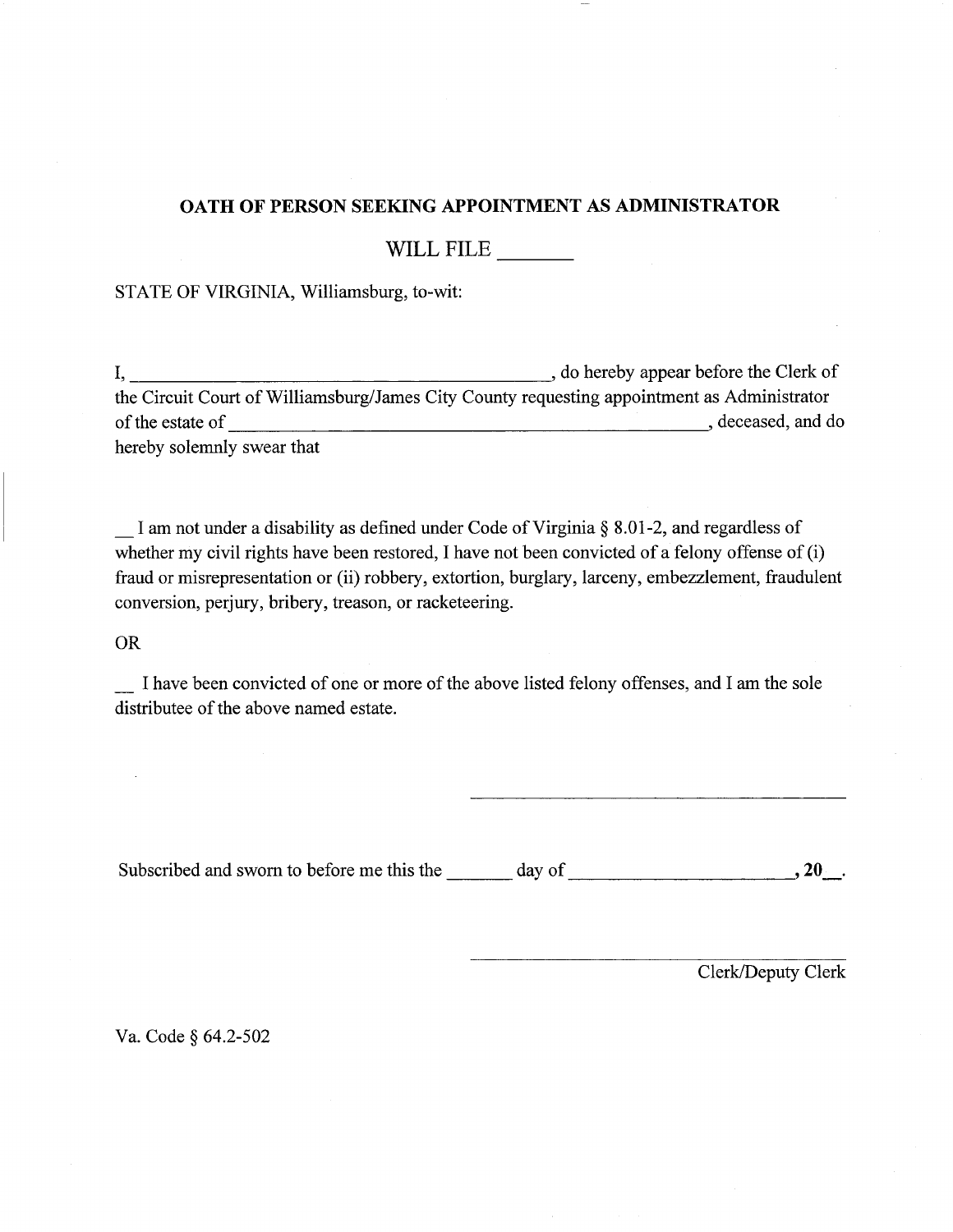**OATH OF PERSON SEEKING APPOINTMENT AS ADMINISTRATOR**

WILL FILE _______

STATE OF VIRGINIA, Williamsburg, to-wit:

I, ____________________________________________, do hereby appear before the Clerk of the Circuit Court of Williamsburg/James City County requesting appointment as Administrator of the estate of ______________________________________________________, deceased, and do hereby solemnly swear that

__ I am not under a disability as defined under Code of Virginia § 8.01-2, and regardless of whether my civil rights have been restored, I have not been convicted of a felony offense of (i) fraud or misrepresentation or (ii) robbery, extortion, burglary, larceny, embezzlement, fraudulent conversion, perjury, bribery, treason, or racketeering.

OR

__ I have been convicted of one or more of the above listed felony offenses, and I am the sole distributee of the above named estate.

________________________________________

Subscribed and sworn to before me this the _______ day of ________________________, **20__**.

________________________________________

Clerk/Deputy Clerk

Va. Code § 64.2-502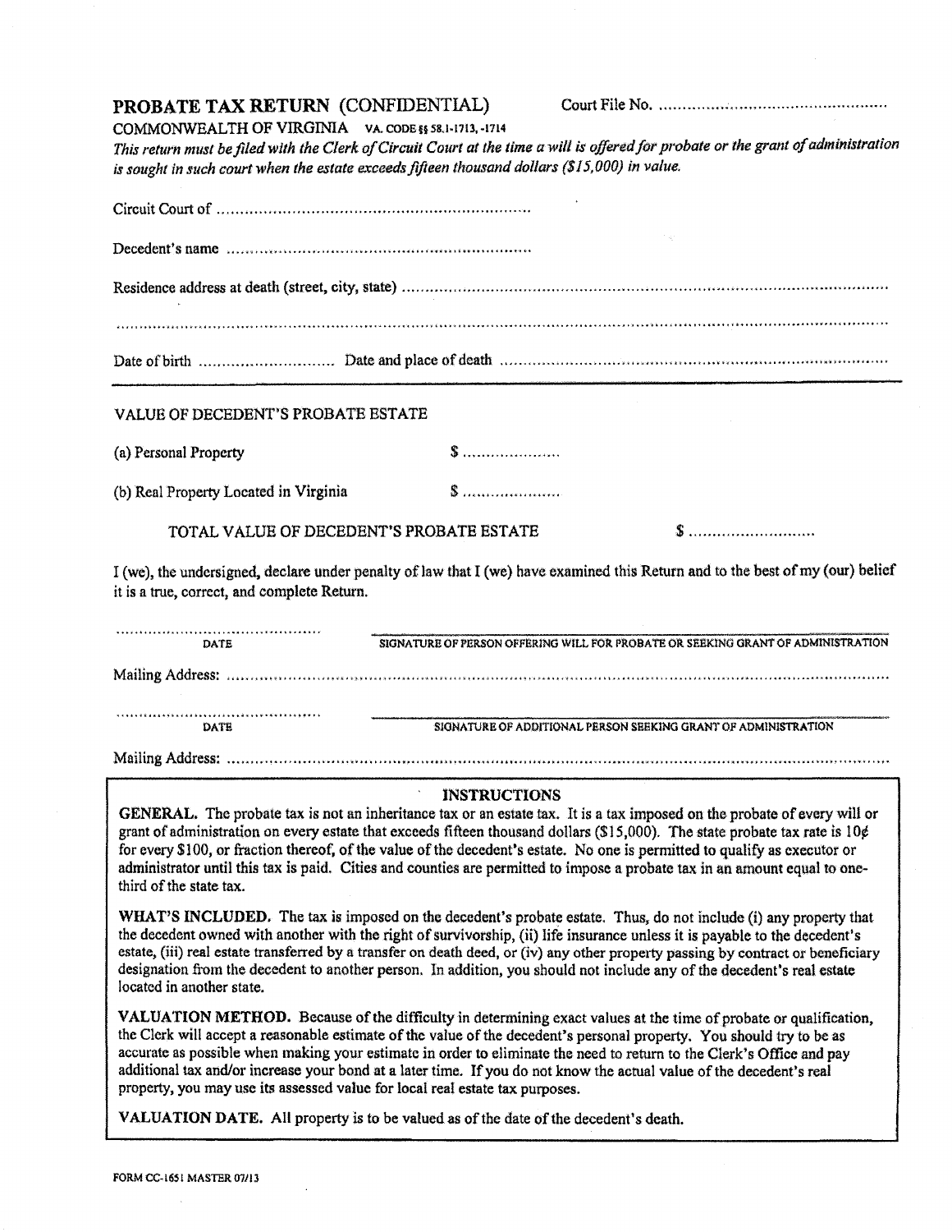# PROBATE TAX RETURN (CONFIDENTIAL)

Court File No. ................................................

COMMONWEALTH OF VIRGINIA VA. CODE §§ 58.1-1713, -1714

*This return must be filed with the Clerk of Circuit Court at the time a will is offered for probate or the grant of administration is sought in such court when the estate exceeds fifteen thousand dollars ($15,000) in value.*

Circuit Court of ..................................................................

Decedent's name ..................................................................

Residence address at death (street, city, state) ..........................................................................................................

..........................................................................................................................................................................

Date of birth ............................ Date and place of death ..................................................................................

---

VALUE OF DECEDENT'S PROBATE ESTATE

(a) Personal Property $ .....................

(b) Real Property Located in Virginia $ .....................

TOTAL VALUE OF DECEDENT'S PROBATE ESTATE $ ...........................

I (we), the undersigned, declare under penalty of law that I (we) have examined this Return and to the best of my (our) belief it is a true, correct, and complete Return.

............................................ ______________________________________________
DATE SIGNATURE OF PERSON OFFERING WILL FOR PROBATE OR SEEKING GRANT OF ADMINISTRATION

Mailing Address: ..........................................................................................................................................

............................................ ______________________________________________
DATE SIGNATURE OF ADDITIONAL PERSON SEEKING GRANT OF ADMINISTRATION

Mailing Address: ..........................................................................................................................................

## INSTRUCTIONS

**GENERAL.** The probate tax is not an inheritance tax or an estate tax. It is a tax imposed on the probate of every will or grant of administration on every estate that exceeds fifteen thousand dollars ($15,000). The state probate tax rate is 10¢ for every $100, or fraction thereof, of the value of the decedent's estate. No one is permitted to qualify as executor or administrator until this tax is paid. Cities and counties are permitted to impose a probate tax in an amount equal to one-third of the state tax.

**WHAT'S INCLUDED.** The tax is imposed on the decedent's probate estate. Thus, do not include (i) any property that the decedent owned with another with the right of survivorship, (ii) life insurance unless it is payable to the decedent's estate, (iii) real estate transferred by a transfer on death deed, or (iv) any other property passing by contract or beneficiary designation from the decedent to another person. In addition, you should not include any of the decedent's real estate located in another state.

**VALUATION METHOD.** Because of the difficulty in determining exact values at the time of probate or qualification, the Clerk will accept a reasonable estimate of the value of the decedent's personal property. You should try to be as accurate as possible when making your estimate in order to eliminate the need to return to the Clerk's Office and pay additional tax and/or increase your bond at a later time. If you do not know the actual value of the decedent's real property, you may use its assessed value for local real estate tax purposes.

**VALUATION DATE.** All property is to be valued as of the date of the decedent's death.

FORM CC-1651 MASTER 07/13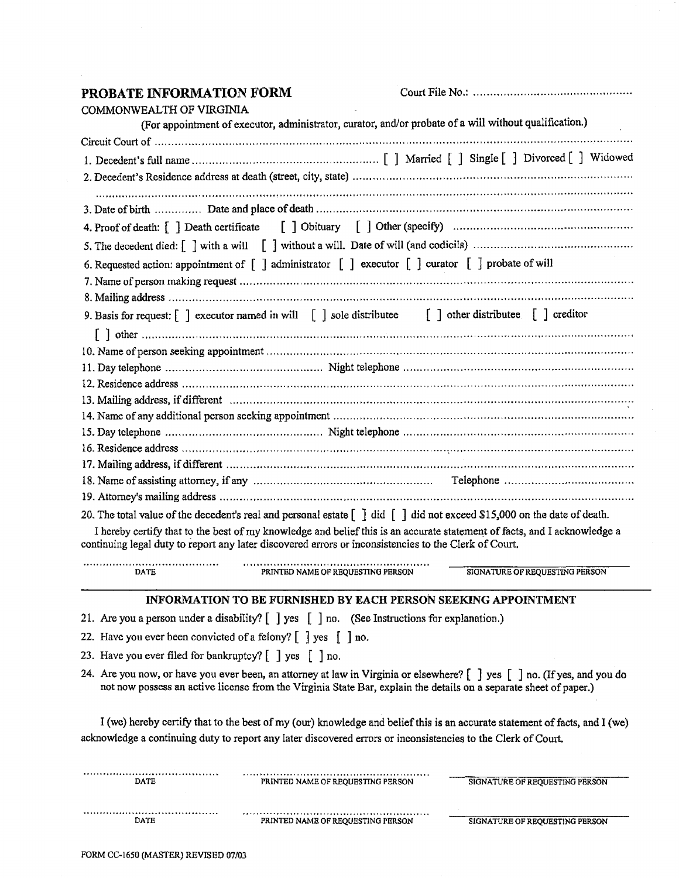## PROBATE INFORMATION FORM

Court File No.: ................................................

COMMONWEALTH OF VIRGINIA

(For appointment of executor, administrator, curator, and/or probate of a will without qualification.)

Circuit Court of ..........................................................................................................................................

1. Decedent's full name ........................................................ [ ] Married [ ] Single [ ] Divorced [ ] Widowed

2. Decedent's Residence address at death (street, city, state) ..........................................................................

..........................................................................................................................................................

3. Date of birth ............. Date and place of death .........................................................................................

4. Proof of death: [ ] Death certificate [ ] Obituary [ ] Other (specify) ......................................................

5. The decedent died: [ ] with a will [ ] without a will. Date of will (and codicils) ..............................................

6. Requested action: appointment of [ ] administrator [ ] executor [ ] curator [ ] probate of will

7. Name of person making request ......................................................................................................

8. Mailing address ..............................................................................................................................

9. Basis for request: [ ] executor named in will [ ] sole distributee [ ] other distributee [ ] creditor

[ ] other ..................................................................................................................................

10. Name of person seeking appointment ................................................................................................

11. Day telephone ............................................... Night telephone ......................................................

12. Residence address ..........................................................................................................................

13. Mailing address, if different ..............................................................................................................

14. Name of any additional person seeking appointment ............................................................................

15. Day telephone ............................................... Night telephone ......................................................

16. Residence address ..........................................................................................................................

17. Mailing address, if different ..............................................................................................................

18. Name of assisting attorney, if any ...................................................... Telephone .......................................

19. Attorney's mailing address ...............................................................................................................

20. The total value of the decedent's real and personal estate [ ] did [ ] did not exceed $15,000 on the date of death.

I hereby certify that to the best of my knowledge and belief this is an accurate statement of facts, and I acknowledge a continuing legal duty to report any later discovered errors or inconsistencies to the Clerk of Court.

| ........................................ | ........................................................ | ______________________________ |
|---|---|---|
| DATE | PRINTED NAME OF REQUESTING PERSON | SIGNATURE OF REQUESTING PERSON |

### INFORMATION TO BE FURNISHED BY EACH PERSON SEEKING APPOINTMENT

21. Are you a person under a disability? [ ] yes [ ] no. (See Instructions for explanation.)

22. Have you ever been convicted of a felony? [ ] yes [ ] no.

23. Have you ever filed for bankruptcy? [ ] yes [ ] no.

24. Are you now, or have you ever been, an attorney at law in Virginia or elsewhere? [ ] yes [ ] no. (If yes, and you do not now possess an active license from the Virginia State Bar, explain the details on a separate sheet of paper.)

I (we) hereby certify that to the best of my (our) knowledge and belief this is an accurate statement of facts, and I (we) acknowledge a continuing duty to report any later discovered errors or inconsistencies to the Clerk of Court.

| ........................................ | ........................................................ | ______________________________ |
|---|---|---|
| DATE | PRINTED NAME OF REQUESTING PERSON | SIGNATURE OF REQUESTING PERSON |
| ........................................ | ........................................................ | ______________________________ |
| DATE | PRINTED NAME OF REQUESTING PERSON | SIGNATURE OF REQUESTING PERSON |

FORM CC-1650 (MASTER) REVISED 07/03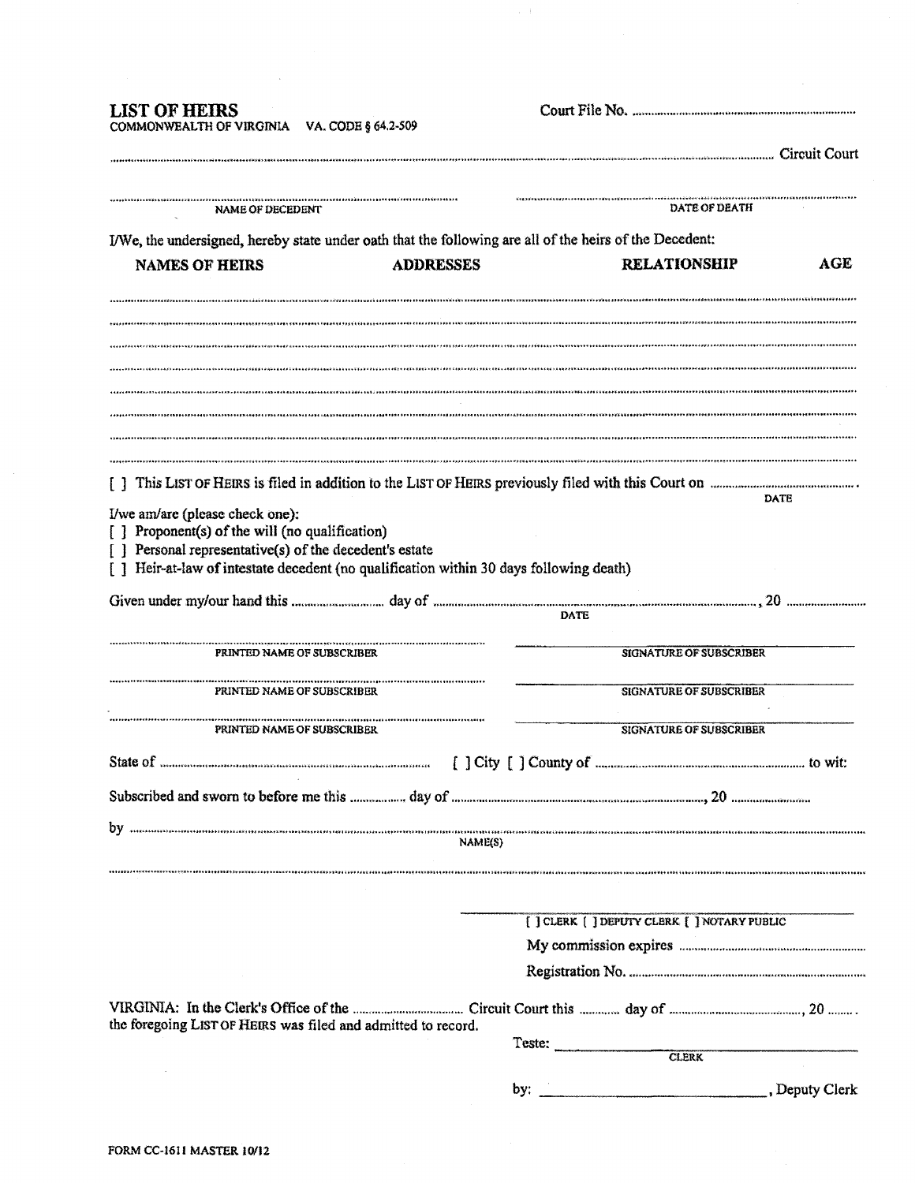**LIST OF HEIRS**
COMMONWEALTH OF VIRGINIA VA. CODE § 64.2-509

Court File No. ..........................................................................

.......................................................................................................................................... Circuit Court

.......................................................................................
NAME OF DECEDENT

.......................................................................................
DATE OF DEATH

I/We, the undersigned, hereby state under oath that the following are all of the heirs of the Decedent:

| NAMES OF HEIRS | ADDRESSES | RELATIONSHIP | AGE |
|---|---|---|---|
| | | | |
| | | | |
| | | | |
| | | | |
| | | | |
| | | | |
| | | | |
| | | | |

[ ] This LIST OF HEIRS is filed in addition to the LIST OF HEIRS previously filed with this Court on ........................................ .
DATE

I/we am/are (please check one):
[ ] Proponent(s) of the will (no qualification)
[ ] Personal representative(s) of the decedent's estate
[ ] Heir-at-law of intestate decedent (no qualification within 30 days following death)

Given under my/our hand this ........................ day of ................................................................................., 20 ......................
DATE

| | |
|---|---|
| PRINTED NAME OF SUBSCRIBER | SIGNATURE OF SUBSCRIBER |
| PRINTED NAME OF SUBSCRIBER | SIGNATURE OF SUBSCRIBER |
| PRINTED NAME OF SUBSCRIBER | SIGNATURE OF SUBSCRIBER |

State of ............................................................................ [ ] City [ ] County of ............................................................ to wit:

Subscribed and sworn to before me this ................ day of ......................................................................., 20 ......................

by ..........................................................................................................................................................................
NAME(S)

..........................................................................................................................................................................

____________________________________________
[ ] CLERK [ ] DEPUTY CLERK [ ] NOTARY PUBLIC

My commission expires ..........................................................

Registration No. ......................................................................

VIRGINIA: In the Clerk's Office of the ................................ Circuit Court this ........... day of ......................................, 20 ........ .
the foregoing LIST OF HEIRS was filed and admitted to record.

Teste: ____________________________________________
CLERK

by: ____________________________________, Deputy Clerk

FORM CC-1611 MASTER 10/12